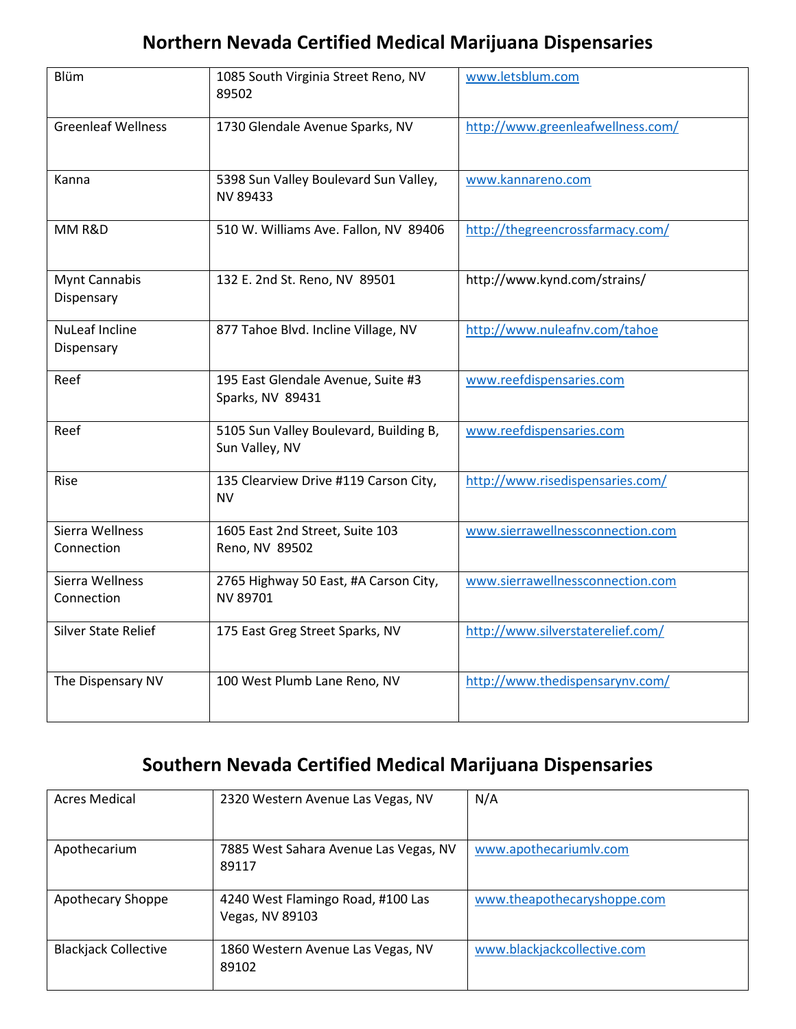# Northern Nevada Certified Medical Marijuana Dispensaries

| | | |
|---|---|---|
| Blüm | 1085 South Virginia Street Reno, NV 89502 | www.letsblum.com |
| Greenleaf Wellness | 1730 Glendale Avenue Sparks, NV | http://www.greenleafwellness.com/ |
| Kanna | 5398 Sun Valley Boulevard Sun Valley, NV 89433 | www.kannareno.com |
| MM R&D | 510 W. Williams Ave. Fallon, NV 89406 | http://thegreencrossfarmacy.com/ |
| Mynt Cannabis Dispensary | 132 E. 2nd St. Reno, NV 89501 | http://www.kynd.com/strains/ |
| NuLeaf Incline Dispensary | 877 Tahoe Blvd. Incline Village, NV | http://www.nuleafnv.com/tahoe |
| Reef | 195 East Glendale Avenue, Suite #3 Sparks, NV 89431 | www.reefdispensaries.com |
| Reef | 5105 Sun Valley Boulevard, Building B, Sun Valley, NV | www.reefdispensaries.com |
| Rise | 135 Clearview Drive #119 Carson City, NV | http://www.risedispensaries.com/ |
| Sierra Wellness Connection | 1605 East 2nd Street, Suite 103 Reno, NV 89502 | www.sierrawellnessconnection.com |
| Sierra Wellness Connection | 2765 Highway 50 East, #A Carson City, NV 89701 | www.sierrawellnessconnection.com |
| Silver State Relief | 175 East Greg Street Sparks, NV | http://www.silverstaterelief.com/ |
| The Dispensary NV | 100 West Plumb Lane Reno, NV | http://www.thedispensarynv.com/ |

# Southern Nevada Certified Medical Marijuana Dispensaries

| | | |
|---|---|---|
| Acres Medical | 2320 Western Avenue Las Vegas, NV | N/A |
| Apothecarium | 7885 West Sahara Avenue Las Vegas, NV 89117 | www.apothecariumlv.com |
| Apothecary Shoppe | 4240 West Flamingo Road, #100 Las Vegas, NV 89103 | www.theapothecaryshoppe.com |
| Blackjack Collective | 1860 Western Avenue Las Vegas, NV 89102 | www.blackjackcollective.com |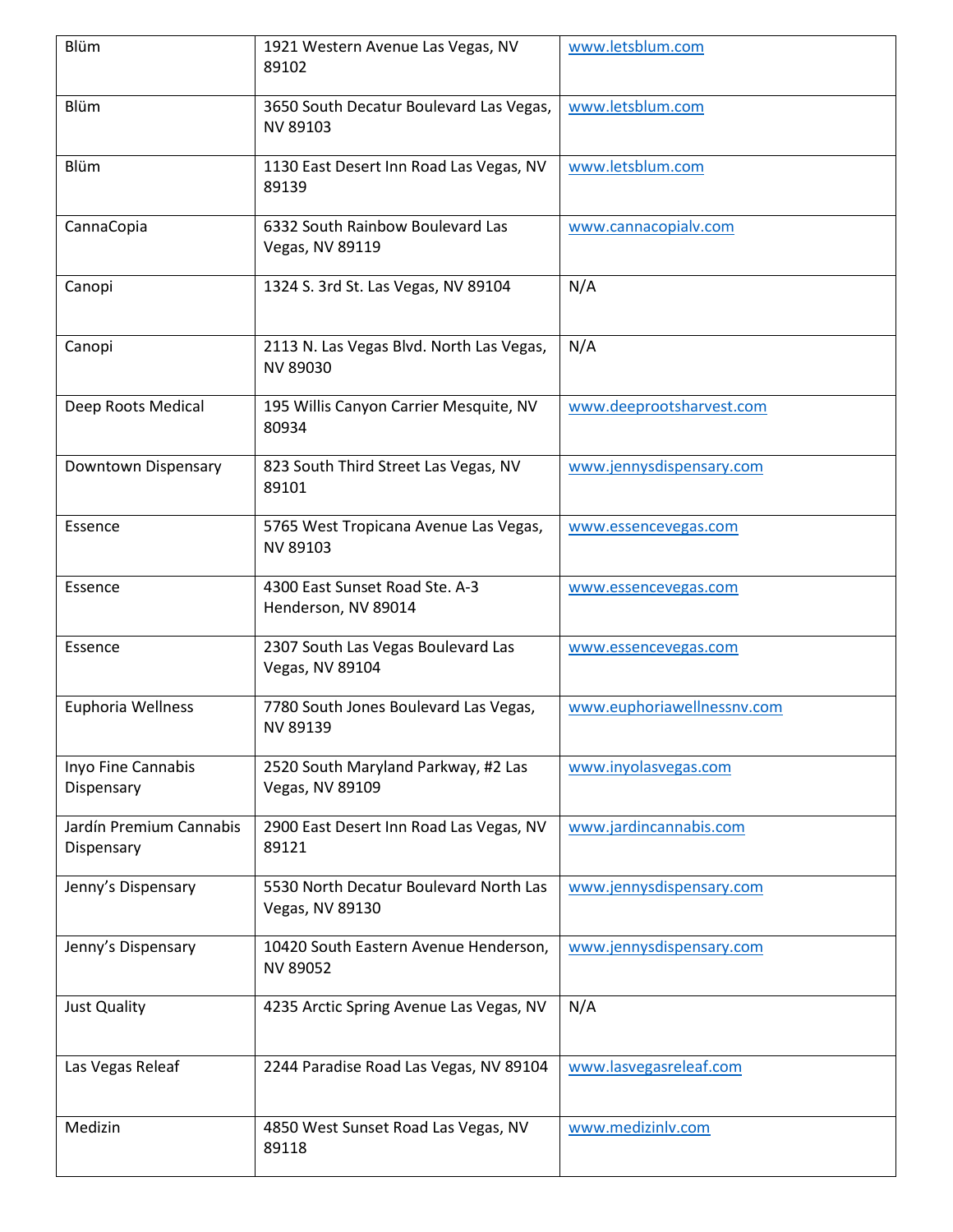| | | |
|---|---|---|
| Blüm | 1921 Western Avenue Las Vegas, NV 89102 | www.letsblum.com |
| Blüm | 3650 South Decatur Boulevard Las Vegas, NV 89103 | www.letsblum.com |
| Blüm | 1130 East Desert Inn Road Las Vegas, NV 89139 | www.letsblum.com |
| CannaCopia | 6332 South Rainbow Boulevard Las Vegas, NV 89119 | www.cannacopialv.com |
| Canopi | 1324 S. 3rd St. Las Vegas, NV 89104 | N/A |
| Canopi | 2113 N. Las Vegas Blvd. North Las Vegas, NV 89030 | N/A |
| Deep Roots Medical | 195 Willis Canyon Carrier Mesquite, NV 80934 | www.deeprootsharvest.com |
| Downtown Dispensary | 823 South Third Street Las Vegas, NV 89101 | www.jennysdispensary.com |
| Essence | 5765 West Tropicana Avenue Las Vegas, NV 89103 | www.essencevegas.com |
| Essence | 4300 East Sunset Road Ste. A-3 Henderson, NV 89014 | www.essencevegas.com |
| Essence | 2307 South Las Vegas Boulevard Las Vegas, NV 89104 | www.essencevegas.com |
| Euphoria Wellness | 7780 South Jones Boulevard Las Vegas, NV 89139 | www.euphoriawellnessnv.com |
| Inyo Fine Cannabis Dispensary | 2520 South Maryland Parkway, #2 Las Vegas, NV 89109 | www.inyolasvegas.com |
| Jardín Premium Cannabis Dispensary | 2900 East Desert Inn Road Las Vegas, NV 89121 | www.jardincannabis.com |
| Jenny's Dispensary | 5530 North Decatur Boulevard North Las Vegas, NV 89130 | www.jennysdispensary.com |
| Jenny's Dispensary | 10420 South Eastern Avenue Henderson, NV 89052 | www.jennysdispensary.com |
| Just Quality | 4235 Arctic Spring Avenue Las Vegas, NV | N/A |
| Las Vegas Releaf | 2244 Paradise Road Las Vegas, NV 89104 | www.lasvegasreleaf.com |
| Medizin | 4850 West Sunset Road Las Vegas, NV 89118 | www.medizinlv.com |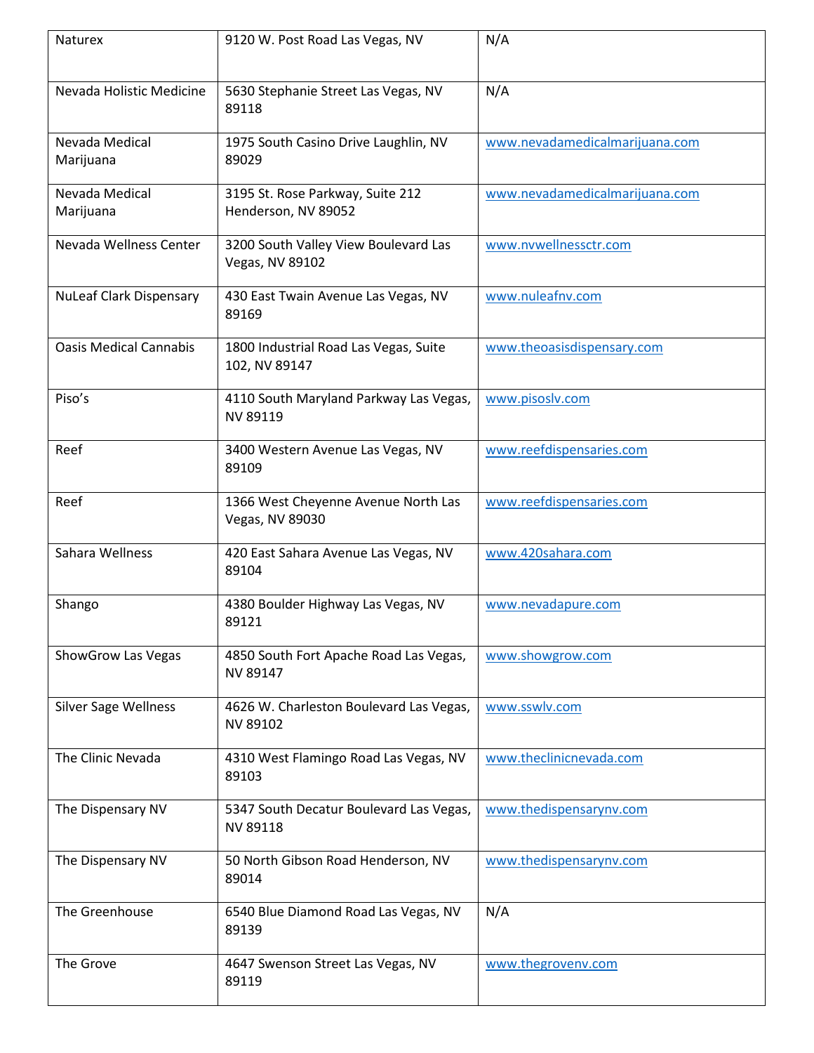| | | |
|---|---|---|
| Naturex | 9120 W. Post Road Las Vegas, NV | N/A |
| Nevada Holistic Medicine | 5630 Stephanie Street Las Vegas, NV 89118 | N/A |
| Nevada Medical Marijuana | 1975 South Casino Drive Laughlin, NV 89029 | www.nevadamedicalmarijuana.com |
| Nevada Medical Marijuana | 3195 St. Rose Parkway, Suite 212 Henderson, NV 89052 | www.nevadamedicalmarijuana.com |
| Nevada Wellness Center | 3200 South Valley View Boulevard Las Vegas, NV 89102 | www.nvwellnessctr.com |
| NuLeaf Clark Dispensary | 430 East Twain Avenue Las Vegas, NV 89169 | www.nuleafnv.com |
| Oasis Medical Cannabis | 1800 Industrial Road Las Vegas, Suite 102, NV 89147 | www.theoasisdispensary.com |
| Piso's | 4110 South Maryland Parkway Las Vegas, NV 89119 | www.pisoslv.com |
| Reef | 3400 Western Avenue Las Vegas, NV 89109 | www.reefdispensaries.com |
| Reef | 1366 West Cheyenne Avenue North Las Vegas, NV 89030 | www.reefdispensaries.com |
| Sahara Wellness | 420 East Sahara Avenue Las Vegas, NV 89104 | www.420sahara.com |
| Shango | 4380 Boulder Highway Las Vegas, NV 89121 | www.nevadapure.com |
| ShowGrow Las Vegas | 4850 South Fort Apache Road Las Vegas, NV 89147 | www.showgrow.com |
| Silver Sage Wellness | 4626 W. Charleston Boulevard Las Vegas, NV 89102 | www.sswlv.com |
| The Clinic Nevada | 4310 West Flamingo Road Las Vegas, NV 89103 | www.theclinicnevada.com |
| The Dispensary NV | 5347 South Decatur Boulevard Las Vegas, NV 89118 | www.thedispensarynv.com |
| The Dispensary NV | 50 North Gibson Road Henderson, NV 89014 | www.thedispensarynv.com |
| The Greenhouse | 6540 Blue Diamond Road Las Vegas, NV 89139 | N/A |
| The Grove | 4647 Swenson Street Las Vegas, NV 89119 | www.thegrovenv.com |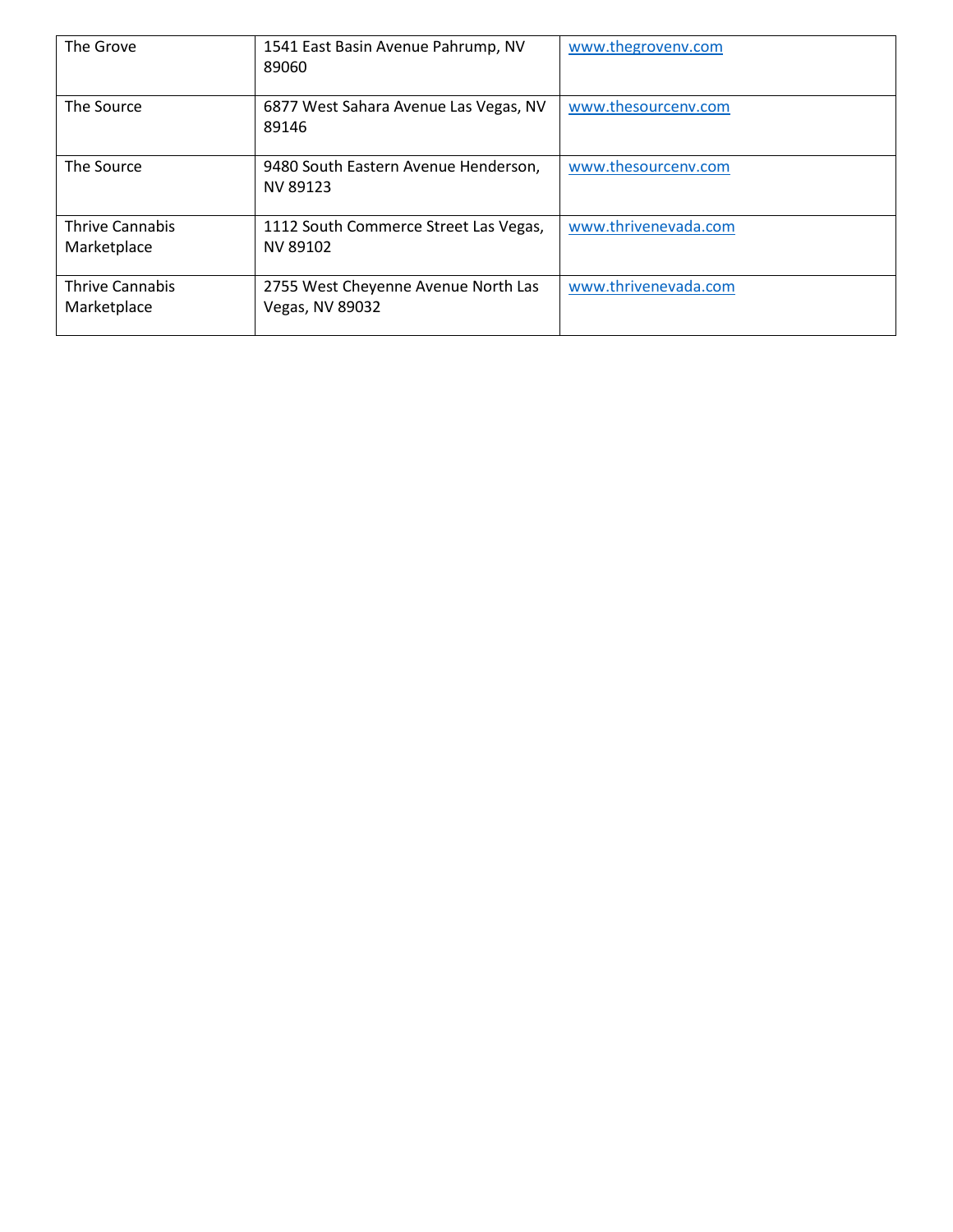| | | |
|---|---|---|
| The Grove | 1541 East Basin Avenue Pahrump, NV 89060 | www.thegrovenv.com |
| The Source | 6877 West Sahara Avenue Las Vegas, NV 89146 | www.thesourcenv.com |
| The Source | 9480 South Eastern Avenue Henderson, NV 89123 | www.thesourcenv.com |
| Thrive Cannabis Marketplace | 1112 South Commerce Street Las Vegas, NV 89102 | www.thrivenevada.com |
| Thrive Cannabis Marketplace | 2755 West Cheyenne Avenue North Las Vegas, NV 89032 | www.thrivenevada.com |